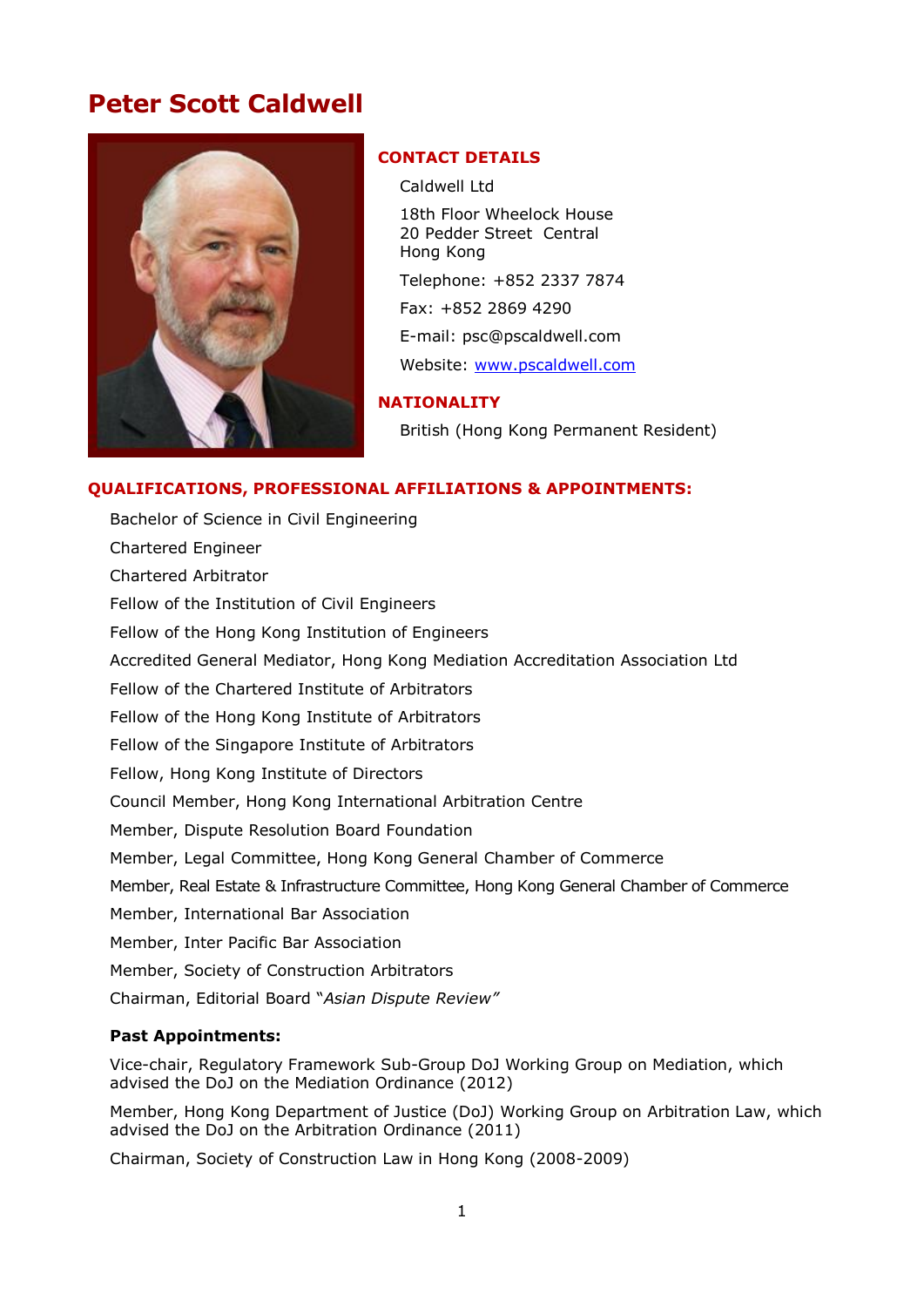# Peter Scott Caldwell

## CONTACT DETAILS

Caldwell Ltd

18th Floor Wheelock House
20 Pedder Street Central
Hong Kong

Telephone: +852 2337 7874

Fax: +852 2869 4290

E-mail: psc@pscaldwell.com

Website: [www.pscaldwell.com](http://www.pscaldwell.com)

## NATIONALITY

British (Hong Kong Permanent Resident)

## QUALIFICATIONS, PROFESSIONAL AFFILIATIONS & APPOINTMENTS:

Bachelor of Science in Civil Engineering

Chartered Engineer

Chartered Arbitrator

Fellow of the Institution of Civil Engineers

Fellow of the Hong Kong Institution of Engineers

Accredited General Mediator, Hong Kong Mediation Accreditation Association Ltd

Fellow of the Chartered Institute of Arbitrators

Fellow of the Hong Kong Institute of Arbitrators

Fellow of the Singapore Institute of Arbitrators

Fellow, Hong Kong Institute of Directors

Council Member, Hong Kong International Arbitration Centre

Member, Dispute Resolution Board Foundation

Member, Legal Committee, Hong Kong General Chamber of Commerce

Member, Real Estate & Infrastructure Committee, Hong Kong General Chamber of Commerce

Member, International Bar Association

Member, Inter Pacific Bar Association

Member, Society of Construction Arbitrators

Chairman, Editorial Board "*Asian Dispute Review*"

**Past Appointments:**

Vice-chair, Regulatory Framework Sub-Group DoJ Working Group on Mediation, which advised the DoJ on the Mediation Ordinance (2012)

Member, Hong Kong Department of Justice (DoJ) Working Group on Arbitration Law, which advised the DoJ on the Arbitration Ordinance (2011)

Chairman, Society of Construction Law in Hong Kong (2008-2009)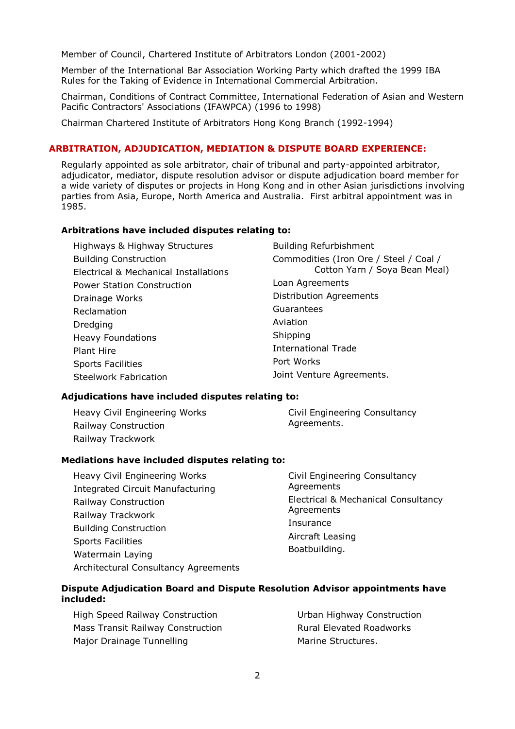Member of Council, Chartered Institute of Arbitrators London (2001-2002)

Member of the International Bar Association Working Party which drafted the 1999 IBA Rules for the Taking of Evidence in International Commercial Arbitration.

Chairman, Conditions of Contract Committee, International Federation of Asian and Western Pacific Contractors' Associations (IFAWPCA) (1996 to 1998)

Chairman Chartered Institute of Arbitrators Hong Kong Branch (1992-1994)

## ARBITRATION, ADJUDICATION, MEDIATION & DISPUTE BOARD EXPERIENCE:

Regularly appointed as sole arbitrator, chair of tribunal and party-appointed arbitrator, adjudicator, mediator, dispute resolution advisor or dispute adjudication board member for a wide variety of disputes or projects in Hong Kong and in other Asian jurisdictions involving parties from Asia, Europe, North America and Australia. First arbitral appointment was in 1985.

**Arbitrations have included disputes relating to:**

- Highways & Highway Structures
- Building Construction
- Electrical & Mechanical Installations
- Power Station Construction
- Drainage Works
- Reclamation
- Dredging
- Heavy Foundations
- Plant Hire
- Sports Facilities
- Steelwork Fabrication
- Building Refurbishment
- Commodities (Iron Ore / Steel / Coal / Cotton Yarn / Soya Bean Meal)
- Loan Agreements
- Distribution Agreements
- Guarantees
- Aviation
- Shipping
- International Trade
- Port Works
- Joint Venture Agreements.

**Adjudications have included disputes relating to:**

- Heavy Civil Engineering Works
- Railway Construction
- Railway Trackwork
- Civil Engineering Consultancy Agreements.

**Mediations have included disputes relating to:**

- Heavy Civil Engineering Works
- Integrated Circuit Manufacturing
- Railway Construction
- Railway Trackwork
- Building Construction
- Sports Facilities
- Watermain Laying
- Architectural Consultancy Agreements
- Civil Engineering Consultancy Agreements
- Electrical & Mechanical Consultancy Agreements
- Insurance
- Aircraft Leasing
- Boatbuilding.

**Dispute Adjudication Board and Dispute Resolution Advisor appointments have included:**

- High Speed Railway Construction
- Mass Transit Railway Construction
- Major Drainage Tunnelling
- Urban Highway Construction
- Rural Elevated Roadworks
- Marine Structures.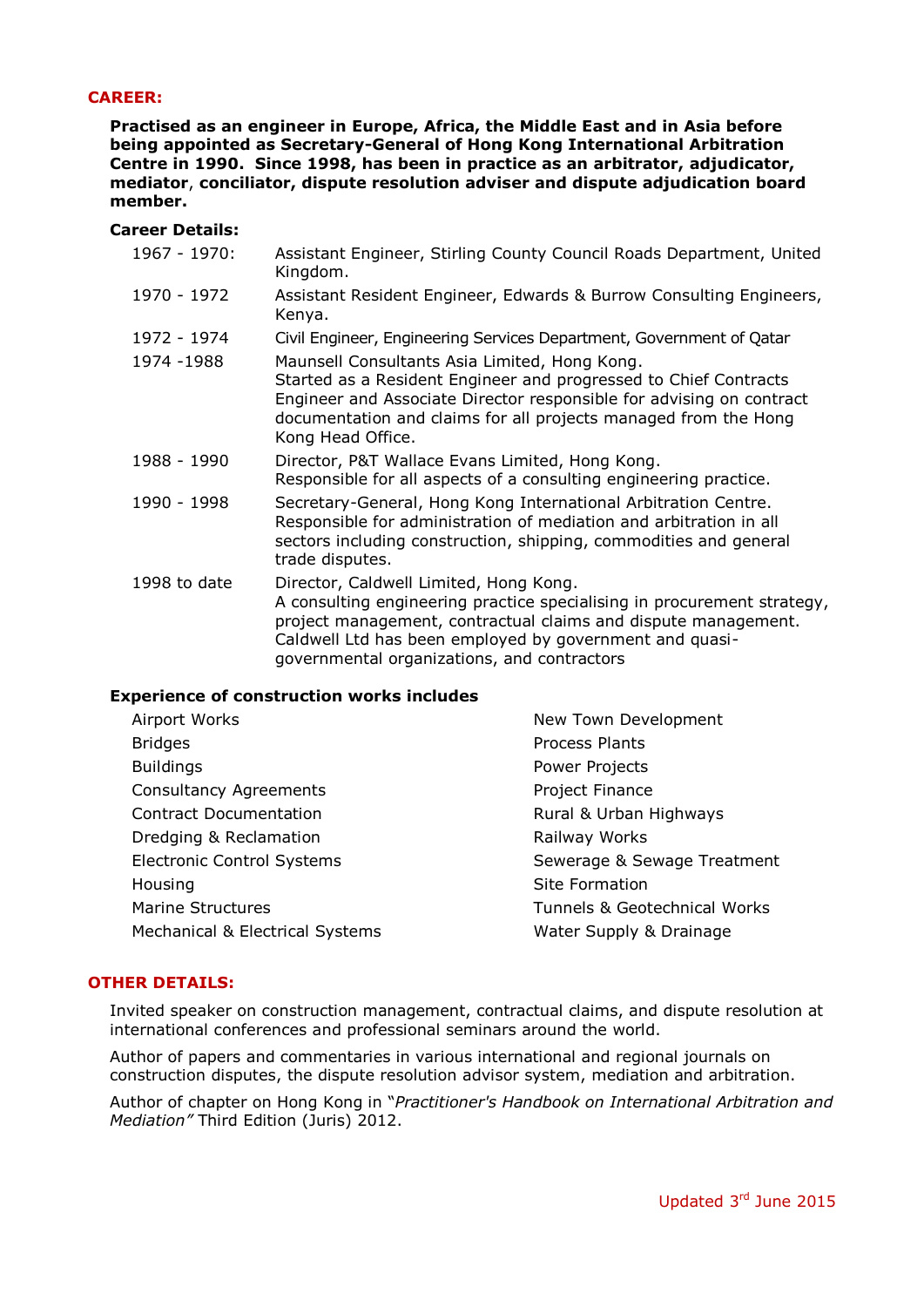## CAREER:

**Practised as an engineer in Europe, Africa, the Middle East and in Asia before being appointed as Secretary-General of Hong Kong International Arbitration Centre in 1990. Since 1998, has been in practice as an arbitrator, adjudicator, mediator, conciliator, dispute resolution adviser and dispute adjudication board member.**

**Career Details:**

| | |
|---|---|
| 1967 - 1970: | Assistant Engineer, Stirling County Council Roads Department, United Kingdom. |
| 1970 - 1972 | Assistant Resident Engineer, Edwards & Burrow Consulting Engineers, Kenya. |
| 1972 - 1974 | Civil Engineer, Engineering Services Department, Government of Qatar |
| 1974 -1988 | Maunsell Consultants Asia Limited, Hong Kong. Started as a Resident Engineer and progressed to Chief Contracts Engineer and Associate Director responsible for advising on contract documentation and claims for all projects managed from the Hong Kong Head Office. |
| 1988 - 1990 | Director, P&T Wallace Evans Limited, Hong Kong. Responsible for all aspects of a consulting engineering practice. |
| 1990 - 1998 | Secretary-General, Hong Kong International Arbitration Centre. Responsible for administration of mediation and arbitration in all sectors including construction, shipping, commodities and general trade disputes. |
| 1998 to date | Director, Caldwell Limited, Hong Kong. A consulting engineering practice specialising in procurement strategy, project management, contractual claims and dispute management. Caldwell Ltd has been employed by government and quasi-governmental organizations, and contractors |

**Experience of construction works includes**

- Airport Works
- Bridges
- Buildings
- Consultancy Agreements
- Contract Documentation
- Dredging & Reclamation
- Electronic Control Systems
- Housing
- Marine Structures
- Mechanical & Electrical Systems
- New Town Development
- Process Plants
- Power Projects
- Project Finance
- Rural & Urban Highways
- Railway Works
- Sewerage & Sewage Treatment
- Site Formation
- Tunnels & Geotechnical Works
- Water Supply & Drainage

## OTHER DETAILS:

Invited speaker on construction management, contractual claims, and dispute resolution at international conferences and professional seminars around the world.

Author of papers and commentaries in various international and regional journals on construction disputes, the dispute resolution advisor system, mediation and arbitration.

Author of chapter on Hong Kong in "*Practitioner's Handbook on International Arbitration and Mediation"* Third Edition (Juris) 2012.

Updated 3rd June 2015